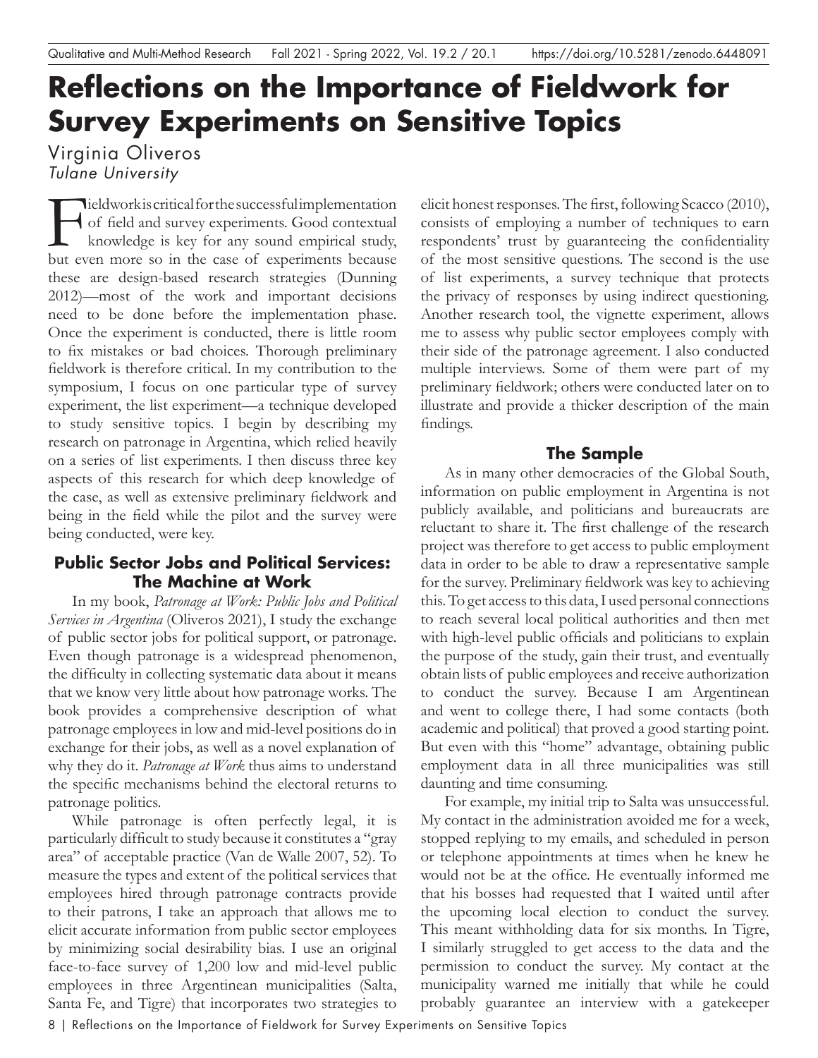# Reflections on the Importance of Fieldwork for Survey Experiments on Sensitive Topics

Virginia Oliveros
*Tulane University*

Fieldwork is critical for the successful implementation of field and survey experiments. Good contextual knowledge is key for any sound empirical study, but even more so in the case of experiments because these are design-based research strategies (Dunning 2012)—most of the work and important decisions need to be done before the implementation phase. Once the experiment is conducted, there is little room to fix mistakes or bad choices. Thorough preliminary fieldwork is therefore critical. In my contribution to the symposium, I focus on one particular type of survey experiment, the list experiment—a technique developed to study sensitive topics. I begin by describing my research on patronage in Argentina, which relied heavily on a series of list experiments. I then discuss three key aspects of this research for which deep knowledge of the case, as well as extensive preliminary fieldwork and being in the field while the pilot and the survey were being conducted, were key.

## Public Sector Jobs and Political Services: The Machine at Work

In my book, *Patronage at Work: Public Jobs and Political Services in Argentina* (Oliveros 2021), I study the exchange of public sector jobs for political support, or patronage. Even though patronage is a widespread phenomenon, the difficulty in collecting systematic data about it means that we know very little about how patronage works. The book provides a comprehensive description of what patronage employees in low and mid-level positions do in exchange for their jobs, as well as a novel explanation of why they do it. *Patronage at Work* thus aims to understand the specific mechanisms behind the electoral returns to patronage politics.

While patronage is often perfectly legal, it is particularly difficult to study because it constitutes a "gray area" of acceptable practice (Van de Walle 2007, 52). To measure the types and extent of the political services that employees hired through patronage contracts provide to their patrons, I take an approach that allows me to elicit accurate information from public sector employees by minimizing social desirability bias. I use an original face-to-face survey of 1,200 low and mid-level public employees in three Argentinean municipalities (Salta, Santa Fe, and Tigre) that incorporates two strategies to elicit honest responses. The first, following Scacco (2010), consists of employing a number of techniques to earn respondents' trust by guaranteeing the confidentiality of the most sensitive questions. The second is the use of list experiments, a survey technique that protects the privacy of responses by using indirect questioning. Another research tool, the vignette experiment, allows me to assess why public sector employees comply with their side of the patronage agreement. I also conducted multiple interviews. Some of them were part of my preliminary fieldwork; others were conducted later on to illustrate and provide a thicker description of the main findings.

## The Sample

As in many other democracies of the Global South, information on public employment in Argentina is not publicly available, and politicians and bureaucrats are reluctant to share it. The first challenge of the research project was therefore to get access to public employment data in order to be able to draw a representative sample for the survey. Preliminary fieldwork was key to achieving this. To get access to this data, I used personal connections to reach several local political authorities and then met with high-level public officials and politicians to explain the purpose of the study, gain their trust, and eventually obtain lists of public employees and receive authorization to conduct the survey. Because I am Argentinean and went to college there, I had some contacts (both academic and political) that proved a good starting point. But even with this "home" advantage, obtaining public employment data in all three municipalities was still daunting and time consuming.

For example, my initial trip to Salta was unsuccessful. My contact in the administration avoided me for a week, stopped replying to my emails, and scheduled in person or telephone appointments at times when he knew he would not be at the office. He eventually informed me that his bosses had requested that I waited until after the upcoming local election to conduct the survey. This meant withholding data for six months. In Tigre, I similarly struggled to get access to the data and the permission to conduct the survey. My contact at the municipality warned me initially that while he could probably guarantee an interview with a gatekeeper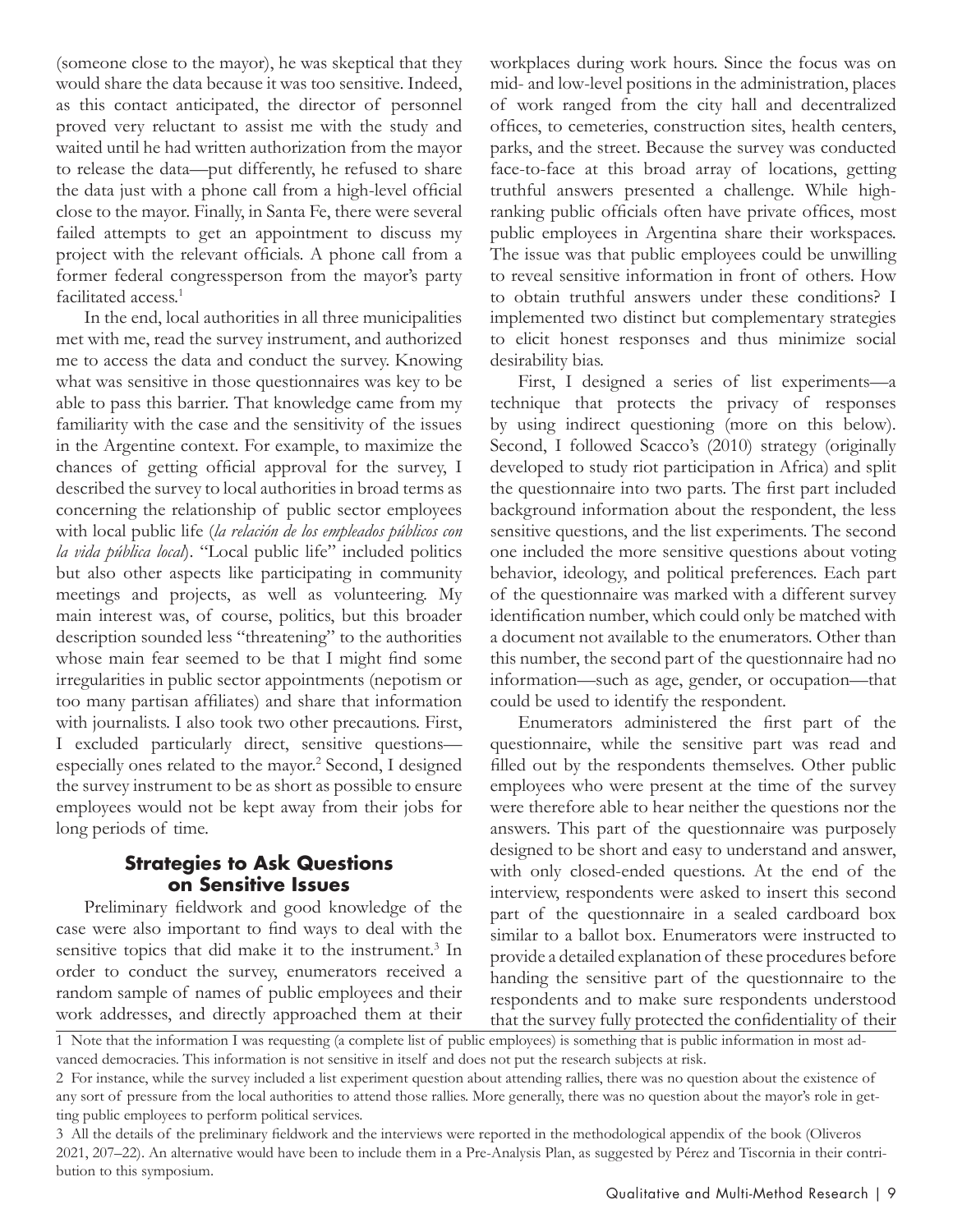(someone close to the mayor), he was skeptical that they would share the data because it was too sensitive. Indeed, as this contact anticipated, the director of personnel proved very reluctant to assist me with the study and waited until he had written authorization from the mayor to release the data—put differently, he refused to share the data just with a phone call from a high-level official close to the mayor. Finally, in Santa Fe, there were several failed attempts to get an appointment to discuss my project with the relevant officials. A phone call from a former federal congressperson from the mayor's party facilitated access.[1]

In the end, local authorities in all three municipalities met with me, read the survey instrument, and authorized me to access the data and conduct the survey. Knowing what was sensitive in those questionnaires was key to be able to pass this barrier. That knowledge came from my familiarity with the case and the sensitivity of the issues in the Argentine context. For example, to maximize the chances of getting official approval for the survey, I described the survey to local authorities in broad terms as concerning the relationship of public sector employees with local public life (*la relación de los empleados públicos con la vida pública local*). "Local public life" included politics but also other aspects like participating in community meetings and projects, as well as volunteering. My main interest was, of course, politics, but this broader description sounded less "threatening" to the authorities whose main fear seemed to be that I might find some irregularities in public sector appointments (nepotism or too many partisan affiliates) and share that information with journalists. I also took two other precautions. First, I excluded particularly direct, sensitive questions—especially ones related to the mayor.[2] Second, I designed the survey instrument to be as short as possible to ensure employees would not be kept away from their jobs for long periods of time.

## Strategies to Ask Questions on Sensitive Issues

Preliminary fieldwork and good knowledge of the case were also important to find ways to deal with the sensitive topics that did make it to the instrument.[3] In order to conduct the survey, enumerators received a random sample of names of public employees and their work addresses, and directly approached them at their workplaces during work hours. Since the focus was on mid- and low-level positions in the administration, places of work ranged from the city hall and decentralized offices, to cemeteries, construction sites, health centers, parks, and the street. Because the survey was conducted face-to-face at this broad array of locations, getting truthful answers presented a challenge. While high-ranking public officials often have private offices, most public employees in Argentina share their workspaces. The issue was that public employees could be unwilling to reveal sensitive information in front of others. How to obtain truthful answers under these conditions? I implemented two distinct but complementary strategies to elicit honest responses and thus minimize social desirability bias.

First, I designed a series of list experiments—a technique that protects the privacy of responses by using indirect questioning (more on this below). Second, I followed Scacco's (2010) strategy (originally developed to study riot participation in Africa) and split the questionnaire into two parts. The first part included background information about the respondent, the less sensitive questions, and the list experiments. The second one included the more sensitive questions about voting behavior, ideology, and political preferences. Each part of the questionnaire was marked with a different survey identification number, which could only be matched with a document not available to the enumerators. Other than this number, the second part of the questionnaire had no information—such as age, gender, or occupation—that could be used to identify the respondent.

Enumerators administered the first part of the questionnaire, while the sensitive part was read and filled out by the respondents themselves. Other public employees who were present at the time of the survey were therefore able to hear neither the questions nor the answers. This part of the questionnaire was purposely designed to be short and easy to understand and answer, with only closed-ended questions. At the end of the interview, respondents were asked to insert this second part of the questionnaire in a sealed cardboard box similar to a ballot box. Enumerators were instructed to provide a detailed explanation of these procedures before handing the sensitive part of the questionnaire to the respondents and to make sure respondents understood that the survey fully protected the confidentiality of their

---

1 Note that the information I was requesting (a complete list of public employees) is something that is public information in most advanced democracies. This information is not sensitive in itself and does not put the research subjects at risk.

2 For instance, while the survey included a list experiment question about attending rallies, there was no question about the existence of any sort of pressure from the local authorities to attend those rallies. More generally, there was no question about the mayor's role in getting public employees to perform political services.

3 All the details of the preliminary fieldwork and the interviews were reported in the methodological appendix of the book (Oliveros 2021, 207–22). An alternative would have been to include them in a Pre-Analysis Plan, as suggested by Pérez and Tiscornia in their contribution to this symposium.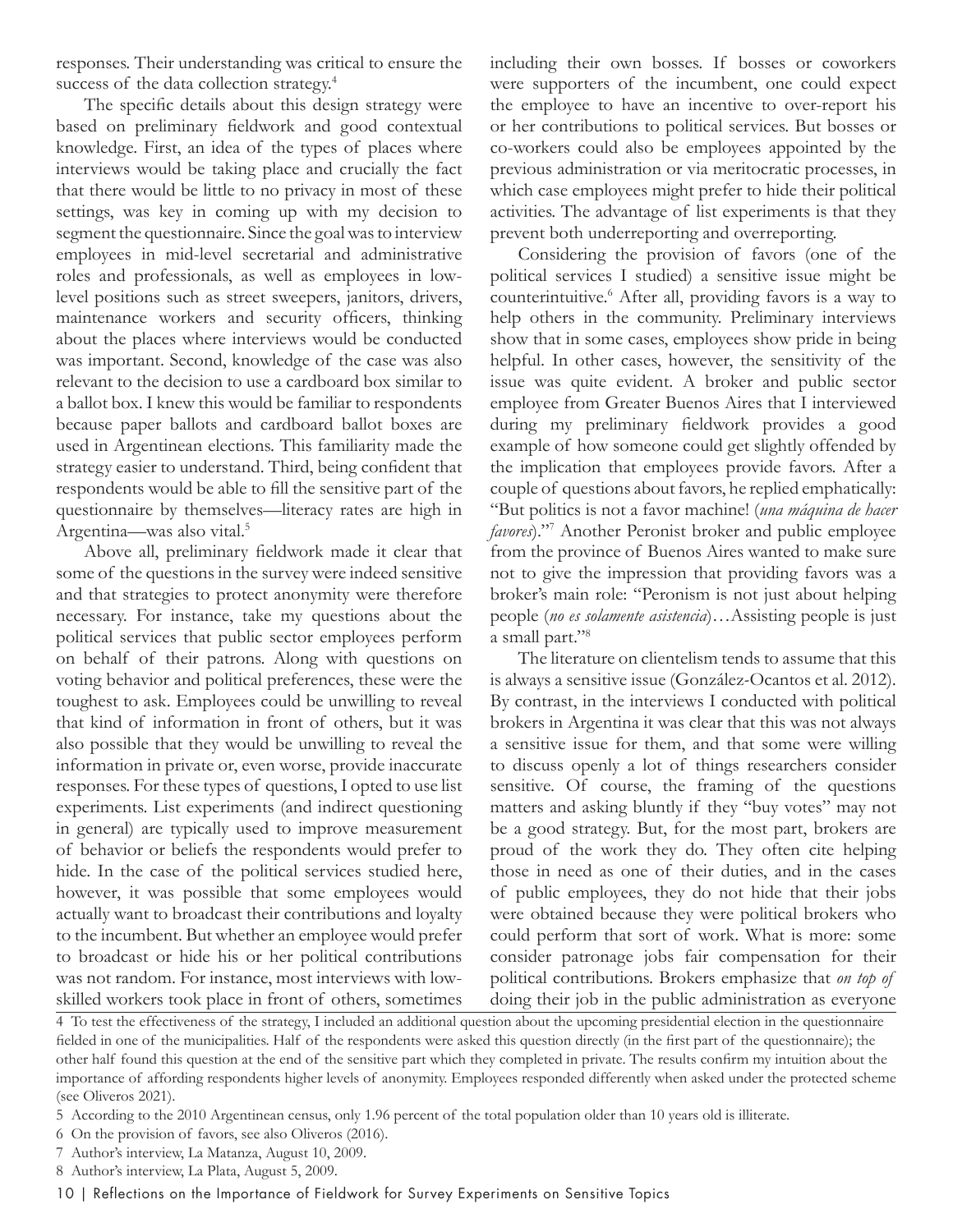responses. Their understanding was critical to ensure the success of the data collection strategy.[4]

The specific details about this design strategy were based on preliminary fieldwork and good contextual knowledge. First, an idea of the types of places where interviews would be taking place and crucially the fact that there would be little to no privacy in most of these settings, was key in coming up with my decision to segment the questionnaire. Since the goal was to interview employees in mid-level secretarial and administrative roles and professionals, as well as employees in low-level positions such as street sweepers, janitors, drivers, maintenance workers and security officers, thinking about the places where interviews would be conducted was important. Second, knowledge of the case was also relevant to the decision to use a cardboard box similar to a ballot box. I knew this would be familiar to respondents because paper ballots and cardboard ballot boxes are used in Argentinean elections. This familiarity made the strategy easier to understand. Third, being confident that respondents would be able to fill the sensitive part of the questionnaire by themselves—literacy rates are high in Argentina—was also vital.[5]

Above all, preliminary fieldwork made it clear that some of the questions in the survey were indeed sensitive and that strategies to protect anonymity were therefore necessary. For instance, take my questions about the political services that public sector employees perform on behalf of their patrons. Along with questions on voting behavior and political preferences, these were the toughest to ask. Employees could be unwilling to reveal that kind of information in front of others, but it was also possible that they would be unwilling to reveal the information in private or, even worse, provide inaccurate responses. For these types of questions, I opted to use list experiments. List experiments (and indirect questioning in general) are typically used to improve measurement of behavior or beliefs the respondents would prefer to hide. In the case of the political services studied here, however, it was possible that some employees would actually want to broadcast their contributions and loyalty to the incumbent. But whether an employee would prefer to broadcast or hide his or her political contributions was not random. For instance, most interviews with low-skilled workers took place in front of others, sometimes including their own bosses. If bosses or coworkers were supporters of the incumbent, one could expect the employee to have an incentive to over-report his or her contributions to political services. But bosses or co-workers could also be employees appointed by the previous administration or via meritocratic processes, in which case employees might prefer to hide their political activities. The advantage of list experiments is that they prevent both underreporting and overreporting.

Considering the provision of favors (one of the political services I studied) a sensitive issue might be counterintuitive.[6] After all, providing favors is a way to help others in the community. Preliminary interviews show that in some cases, employees show pride in being helpful. In other cases, however, the sensitivity of the issue was quite evident. A broker and public sector employee from Greater Buenos Aires that I interviewed during my preliminary fieldwork provides a good example of how someone could get slightly offended by the implication that employees provide favors. After a couple of questions about favors, he replied emphatically: "But politics is not a favor machine! (*una máquina de hacer favores*)."[7] Another Peronist broker and public employee from the province of Buenos Aires wanted to make sure not to give the impression that providing favors was a broker's main role: "Peronism is not just about helping people (*no es solamente asistencia*)…Assisting people is just a small part."[8]

The literature on clientelism tends to assume that this is always a sensitive issue (González-Ocantos et al. 2012). By contrast, in the interviews I conducted with political brokers in Argentina it was clear that this was not always a sensitive issue for them, and that some were willing to discuss openly a lot of things researchers consider sensitive. Of course, the framing of the questions matters and asking bluntly if they "buy votes" may not be a good strategy. But, for the most part, brokers are proud of the work they do. They often cite helping those in need as one of their duties, and in the cases of public employees, they do not hide that their jobs were obtained because they were political brokers who could perform that sort of work. What is more: some consider patronage jobs fair compensation for their political contributions. Brokers emphasize that *on top of* doing their job in the public administration as everyone

---

4 To test the effectiveness of the strategy, I included an additional question about the upcoming presidential election in the questionnaire fielded in one of the municipalities. Half of the respondents were asked this question directly (in the first part of the questionnaire); the other half found this question at the end of the sensitive part which they completed in private. The results confirm my intuition about the importance of affording respondents higher levels of anonymity. Employees responded differently when asked under the protected scheme (see Oliveros 2021).

5 According to the 2010 Argentinean census, only 1.96 percent of the total population older than 10 years old is illiterate.

6 On the provision of favors, see also Oliveros (2016).

7 Author's interview, La Matanza, August 10, 2009.

8 Author's interview, La Plata, August 5, 2009.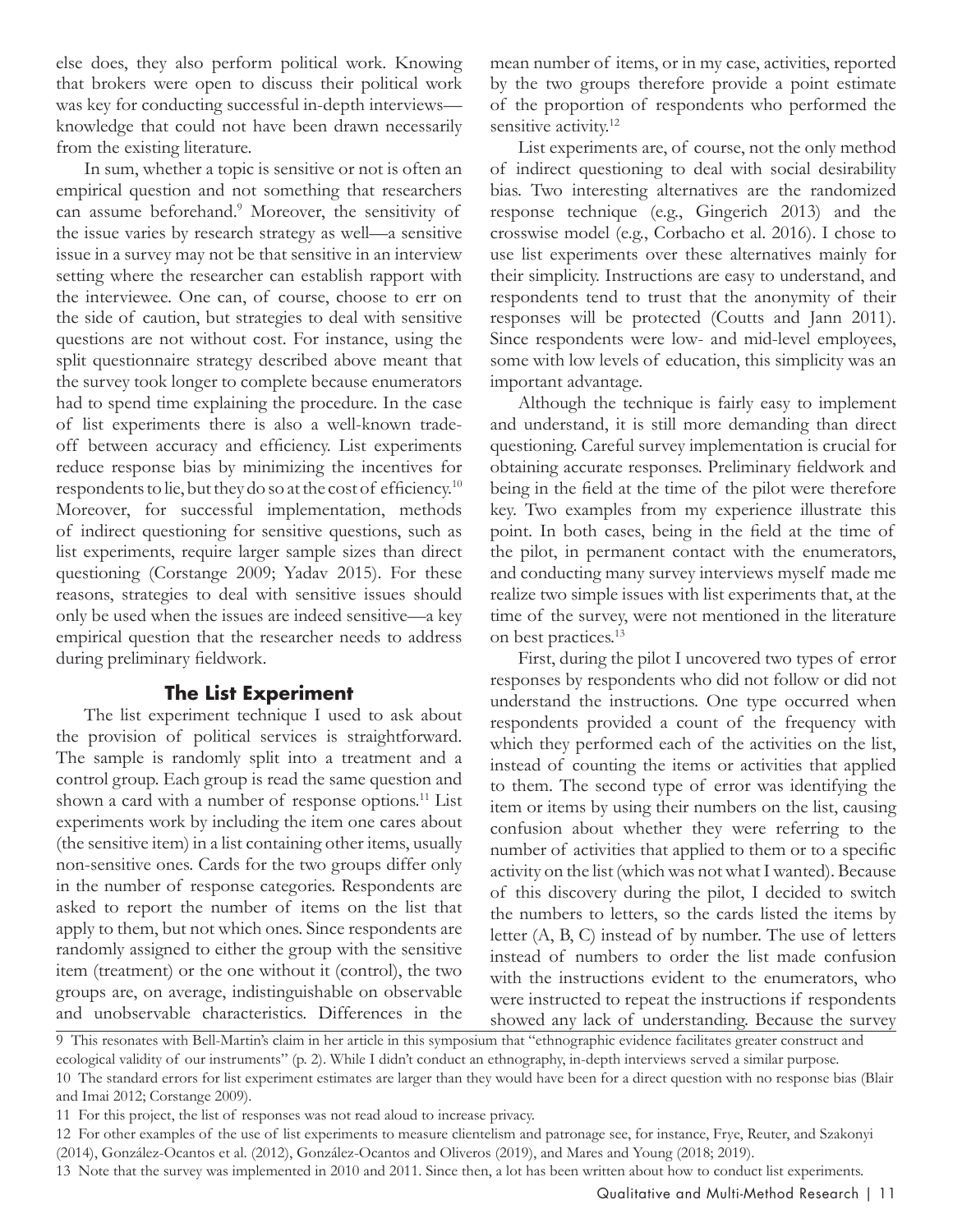else does, they also perform political work. Knowing that brokers were open to discuss their political work was key for conducting successful in-depth interviews—knowledge that could not have been drawn necessarily from the existing literature.

In sum, whether a topic is sensitive or not is often an empirical question and not something that researchers can assume beforehand.[9] Moreover, the sensitivity of the issue varies by research strategy as well—a sensitive issue in a survey may not be that sensitive in an interview setting where the researcher can establish rapport with the interviewee. One can, of course, choose to err on the side of caution, but strategies to deal with sensitive questions are not without cost. For instance, using the split questionnaire strategy described above meant that the survey took longer to complete because enumerators had to spend time explaining the procedure. In the case of list experiments there is also a well-known trade-off between accuracy and efficiency. List experiments reduce response bias by minimizing the incentives for respondents to lie, but they do so at the cost of efficiency.[10] Moreover, for successful implementation, methods of indirect questioning for sensitive questions, such as list experiments, require larger sample sizes than direct questioning (Corstange 2009; Yadav 2015). For these reasons, strategies to deal with sensitive issues should only be used when the issues are indeed sensitive—a key empirical question that the researcher needs to address during preliminary fieldwork.

## The List Experiment

The list experiment technique I used to ask about the provision of political services is straightforward. The sample is randomly split into a treatment and a control group. Each group is read the same question and shown a card with a number of response options.[11] List experiments work by including the item one cares about (the sensitive item) in a list containing other items, usually non-sensitive ones. Cards for the two groups differ only in the number of response categories. Respondents are asked to report the number of items on the list that apply to them, but not which ones. Since respondents are randomly assigned to either the group with the sensitive item (treatment) or the one without it (control), the two groups are, on average, indistinguishable on observable and unobservable characteristics. Differences in the mean number of items, or in my case, activities, reported by the two groups therefore provide a point estimate of the proportion of respondents who performed the sensitive activity.[12]

List experiments are, of course, not the only method of indirect questioning to deal with social desirability bias. Two interesting alternatives are the randomized response technique (e.g., Gingerich 2013) and the crosswise model (e.g., Corbacho et al. 2016). I chose to use list experiments over these alternatives mainly for their simplicity. Instructions are easy to understand, and respondents tend to trust that the anonymity of their responses will be protected (Coutts and Jann 2011). Since respondents were low- and mid-level employees, some with low levels of education, this simplicity was an important advantage.

Although the technique is fairly easy to implement and understand, it is still more demanding than direct questioning. Careful survey implementation is crucial for obtaining accurate responses. Preliminary fieldwork and being in the field at the time of the pilot were therefore key. Two examples from my experience illustrate this point. In both cases, being in the field at the time of the pilot, in permanent contact with the enumerators, and conducting many survey interviews myself made me realize two simple issues with list experiments that, at the time of the survey, were not mentioned in the literature on best practices.[13]

First, during the pilot I uncovered two types of error responses by respondents who did not follow or did not understand the instructions. One type occurred when respondents provided a count of the frequency with which they performed each of the activities on the list, instead of counting the items or activities that applied to them. The second type of error was identifying the item or items by using their numbers on the list, causing confusion about whether they were referring to the number of activities that applied to them or to a specific activity on the list (which was not what I wanted). Because of this discovery during the pilot, I decided to switch the numbers to letters, so the cards listed the items by letter (A, B, C) instead of by number. The use of letters instead of numbers to order the list made confusion with the instructions evident to the enumerators, who were instructed to repeat the instructions if respondents showed any lack of understanding. Because the survey

---

9 This resonates with Bell-Martin's claim in her article in this symposium that "ethnographic evidence facilitates greater construct and ecological validity of our instruments" (p. 2). While I didn't conduct an ethnography, in-depth interviews served a similar purpose.

10 The standard errors for list experiment estimates are larger than they would have been for a direct question with no response bias (Blair and Imai 2012; Corstange 2009).

11 For this project, the list of responses was not read aloud to increase privacy.

12 For other examples of the use of list experiments to measure clientelism and patronage see, for instance, Frye, Reuter, and Szakonyi (2014), González-Ocantos et al. (2012), González-Ocantos and Oliveros (2019), and Mares and Young (2018; 2019).

13 Note that the survey was implemented in 2010 and 2011. Since then, a lot has been written about how to conduct list experiments.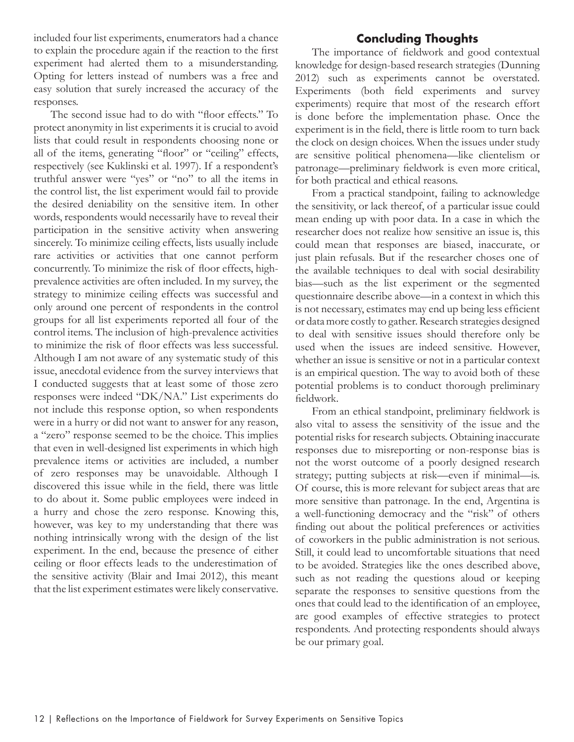included four list experiments, enumerators had a chance to explain the procedure again if the reaction to the first experiment had alerted them to a misunderstanding. Opting for letters instead of numbers was a free and easy solution that surely increased the accuracy of the responses.

The second issue had to do with "floor effects." To protect anonymity in list experiments it is crucial to avoid lists that could result in respondents choosing none or all of the items, generating "floor" or "ceiling" effects, respectively (see Kuklinski et al. 1997). If a respondent's truthful answer were "yes" or "no" to all the items in the control list, the list experiment would fail to provide the desired deniability on the sensitive item. In other words, respondents would necessarily have to reveal their participation in the sensitive activity when answering sincerely. To minimize ceiling effects, lists usually include rare activities or activities that one cannot perform concurrently. To minimize the risk of floor effects, high-prevalence activities are often included. In my survey, the strategy to minimize ceiling effects was successful and only around one percent of respondents in the control groups for all list experiments reported all four of the control items. The inclusion of high-prevalence activities to minimize the risk of floor effects was less successful. Although I am not aware of any systematic study of this issue, anecdotal evidence from the survey interviews that I conducted suggests that at least some of those zero responses were indeed "DK/NA." List experiments do not include this response option, so when respondents were in a hurry or did not want to answer for any reason, a "zero" response seemed to be the choice. This implies that even in well-designed list experiments in which high prevalence items or activities are included, a number of zero responses may be unavoidable. Although I discovered this issue while in the field, there was little to do about it. Some public employees were indeed in a hurry and chose the zero response. Knowing this, however, was key to my understanding that there was nothing intrinsically wrong with the design of the list experiment. In the end, because the presence of either ceiling or floor effects leads to the underestimation of the sensitive activity (Blair and Imai 2012), this meant that the list experiment estimates were likely conservative.

## Concluding Thoughts

The importance of fieldwork and good contextual knowledge for design-based research strategies (Dunning 2012) such as experiments cannot be overstated. Experiments (both field experiments and survey experiments) require that most of the research effort is done before the implementation phase. Once the experiment is in the field, there is little room to turn back the clock on design choices. When the issues under study are sensitive political phenomena—like clientelism or patronage—preliminary fieldwork is even more critical, for both practical and ethical reasons.

From a practical standpoint, failing to acknowledge the sensitivity, or lack thereof, of a particular issue could mean ending up with poor data. In a case in which the researcher does not realize how sensitive an issue is, this could mean that responses are biased, inaccurate, or just plain refusals. But if the researcher choses one of the available techniques to deal with social desirability bias—such as the list experiment or the segmented questionnaire describe above—in a context in which this is not necessary, estimates may end up being less efficient or data more costly to gather. Research strategies designed to deal with sensitive issues should therefore only be used when the issues are indeed sensitive. However, whether an issue is sensitive or not in a particular context is an empirical question. The way to avoid both of these potential problems is to conduct thorough preliminary fieldwork.

From an ethical standpoint, preliminary fieldwork is also vital to assess the sensitivity of the issue and the potential risks for research subjects. Obtaining inaccurate responses due to misreporting or non-response bias is not the worst outcome of a poorly designed research strategy; putting subjects at risk—even if minimal—is. Of course, this is more relevant for subject areas that are more sensitive than patronage. In the end, Argentina is a well-functioning democracy and the "risk" of others finding out about the political preferences or activities of coworkers in the public administration is not serious. Still, it could lead to uncomfortable situations that need to be avoided. Strategies like the ones described above, such as not reading the questions aloud or keeping separate the responses to sensitive questions from the ones that could lead to the identification of an employee, are good examples of effective strategies to protect respondents. And protecting respondents should always be our primary goal.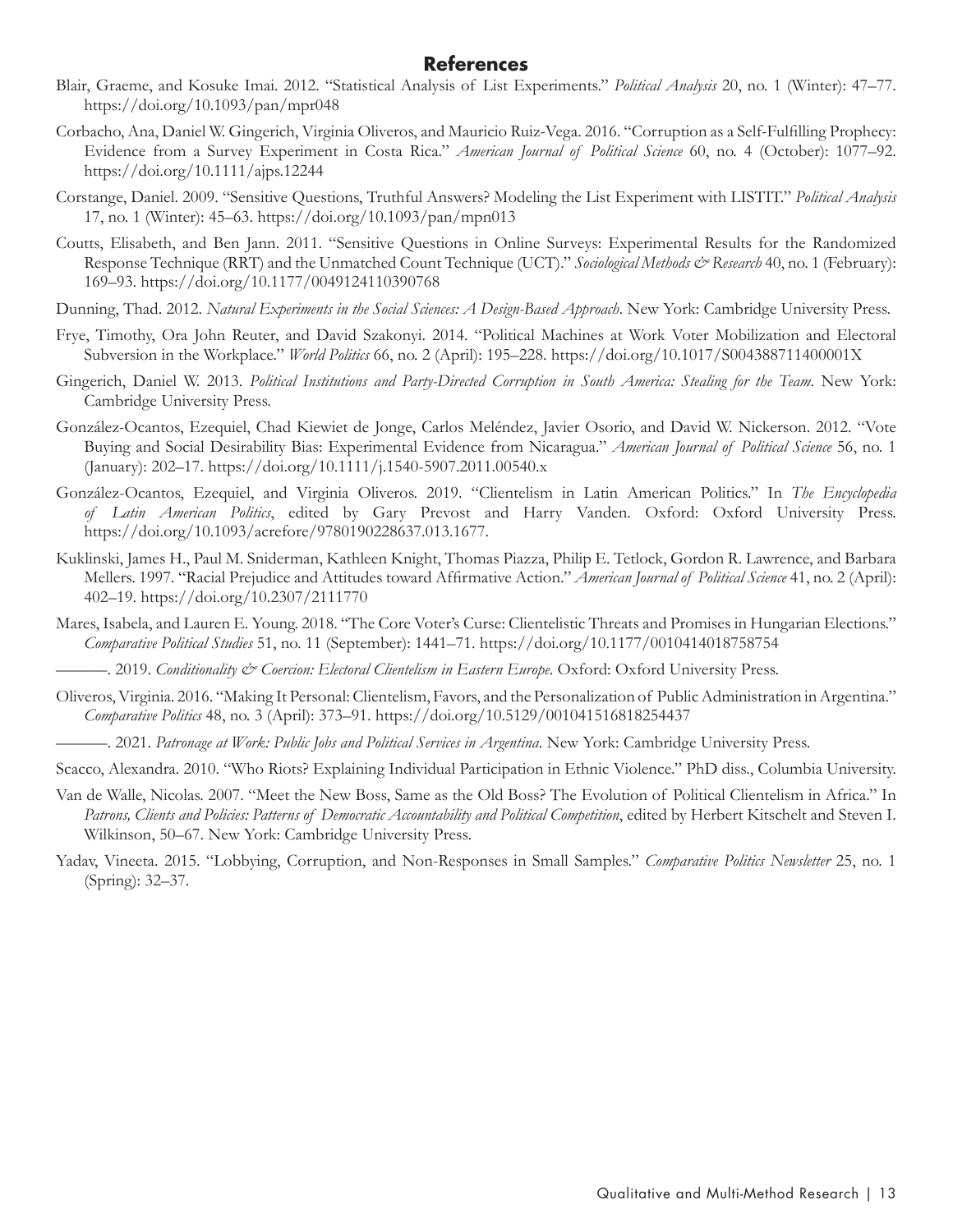## References

Blair, Graeme, and Kosuke Imai. 2012. "Statistical Analysis of List Experiments." *Political Analysis* 20, no. 1 (Winter): 47–77. https://doi.org/10.1093/pan/mpr048

Corbacho, Ana, Daniel W. Gingerich, Virginia Oliveros, and Mauricio Ruiz-Vega. 2016. "Corruption as a Self-Fulfilling Prophecy: Evidence from a Survey Experiment in Costa Rica." *American Journal of Political Science* 60, no. 4 (October): 1077–92. https://doi.org/10.1111/ajps.12244

Corstange, Daniel. 2009. "Sensitive Questions, Truthful Answers? Modeling the List Experiment with LISTIT." *Political Analysis* 17, no. 1 (Winter): 45–63. https://doi.org/10.1093/pan/mpn013

Coutts, Elisabeth, and Ben Jann. 2011. "Sensitive Questions in Online Surveys: Experimental Results for the Randomized Response Technique (RRT) and the Unmatched Count Technique (UCT)." *Sociological Methods & Research* 40, no. 1 (February): 169–93. https://doi.org/10.1177/0049124110390768

Dunning, Thad. 2012. *Natural Experiments in the Social Sciences: A Design-Based Approach*. New York: Cambridge University Press.

Frye, Timothy, Ora John Reuter, and David Szakonyi. 2014. "Political Machines at Work Voter Mobilization and Electoral Subversion in the Workplace." *World Politics* 66, no. 2 (April): 195–228. https://doi.org/10.1017/S004388711400001X

Gingerich, Daniel W. 2013. *Political Institutions and Party-Directed Corruption in South America: Stealing for the Team*. New York: Cambridge University Press.

González-Ocantos, Ezequiel, Chad Kiewiet de Jonge, Carlos Meléndez, Javier Osorio, and David W. Nickerson. 2012. "Vote Buying and Social Desirability Bias: Experimental Evidence from Nicaragua." *American Journal of Political Science* 56, no. 1 (January): 202–17. https://doi.org/10.1111/j.1540-5907.2011.00540.x

González-Ocantos, Ezequiel, and Virginia Oliveros. 2019. "Clientelism in Latin American Politics." In *The Encyclopedia of Latin American Politics*, edited by Gary Prevost and Harry Vanden. Oxford: Oxford University Press. https://doi.org/10.1093/acrefore/9780190228637.013.1677.

Kuklinski, James H., Paul M. Sniderman, Kathleen Knight, Thomas Piazza, Philip E. Tetlock, Gordon R. Lawrence, and Barbara Mellers. 1997. "Racial Prejudice and Attitudes toward Affirmative Action." *American Journal of Political Science* 41, no. 2 (April): 402–19. https://doi.org/10.2307/2111770

Mares, Isabela, and Lauren E. Young. 2018. "The Core Voter's Curse: Clientelistic Threats and Promises in Hungarian Elections." *Comparative Political Studies* 51, no. 11 (September): 1441–71. https://doi.org/10.1177/0010414018758754

———. 2019. *Conditionality & Coercion: Electoral Clientelism in Eastern Europe*. Oxford: Oxford University Press.

Oliveros, Virginia. 2016. "Making It Personal: Clientelism, Favors, and the Personalization of Public Administration in Argentina." *Comparative Politics* 48, no. 3 (April): 373–91. https://doi.org/10.5129/001041516818254437

———. 2021. *Patronage at Work: Public Jobs and Political Services in Argentina*. New York: Cambridge University Press.

Scacco, Alexandra. 2010. "Who Riots? Explaining Individual Participation in Ethnic Violence." PhD diss., Columbia University.

Van de Walle, Nicolas. 2007. "Meet the New Boss, Same as the Old Boss? The Evolution of Political Clientelism in Africa." In *Patrons, Clients and Policies: Patterns of Democratic Accountability and Political Competition*, edited by Herbert Kitschelt and Steven I. Wilkinson, 50–67. New York: Cambridge University Press.

Yadav, Vineeta. 2015. "Lobbying, Corruption, and Non-Responses in Small Samples." *Comparative Politics Newsletter* 25, no. 1 (Spring): 32–37.